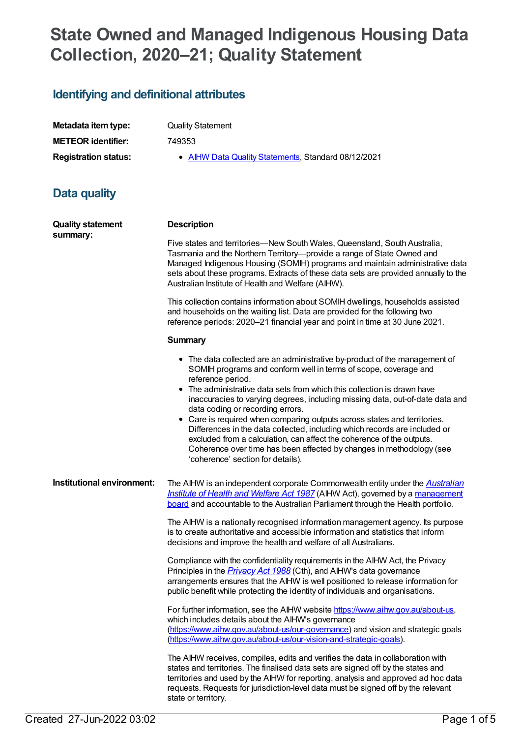# State Owned and Managed Indigenous Housing Data Collection, 2020–21; Quality Statement

## Identifying and definitional attributes

| | |
|---|---|
| **Metadata item type:** | Quality Statement |
| **METEOR identifier:** | 749353 |
| **Registration status:** | • AIHW Data Quality Statements, Standard 08/12/2021 |

## Data quality

**Quality statement summary:**

**Description**

Five states and territories—New South Wales, Queensland, South Australia, Tasmania and the Northern Territory—provide a range of State Owned and Managed Indigenous Housing (SOMIH) programs and maintain administrative data sets about these programs. Extracts of these data sets are provided annually to the Australian Institute of Health and Welfare (AIHW).

This collection contains information about SOMIH dwellings, households assisted and households on the waiting list. Data are provided for the following two reference periods: 2020–21 financial year and point in time at 30 June 2021.

**Summary**

- The data collected are an administrative by-product of the management of SOMIH programs and conform well in terms of scope, coverage and reference period.
- The administrative data sets from which this collection is drawn have inaccuracies to varying degrees, including missing data, out-of-date data and data coding or recording errors.
- Care is required when comparing outputs across states and territories. Differences in the data collected, including which records are included or excluded from a calculation, can affect the coherence of the outputs. Coherence over time has been affected by changes in methodology (see 'coherence' section for details).

**Institutional environment:**

The AIHW is an independent corporate Commonwealth entity under the *Australian Institute of Health and Welfare Act 1987* (AIHW Act), governed by a management board and accountable to the Australian Parliament through the Health portfolio.

The AIHW is a nationally recognised information management agency. Its purpose is to create authoritative and accessible information and statistics that inform decisions and improve the health and welfare of all Australians.

Compliance with the confidentiality requirements in the AIHW Act, the Privacy Principles in the *Privacy Act 1988* (Cth), and AIHW's data governance arrangements ensures that the AIHW is well positioned to release information for public benefit while protecting the identity of individuals and organisations.

For further information, see the AIHW website https://www.aihw.gov.au/about-us, which includes details about the AIHW's governance (https://www.aihw.gov.au/about-us/our-governance) and vision and strategic goals (https://www.aihw.gov.au/about-us/our-vision-and-strategic-goals).

The AIHW receives, compiles, edits and verifies the data in collaboration with states and territories. The finalised data sets are signed off by the states and territories and used by the AIHW for reporting, analysis and approved ad hoc data requests. Requests for jurisdiction-level data must be signed off by the relevant state or territory.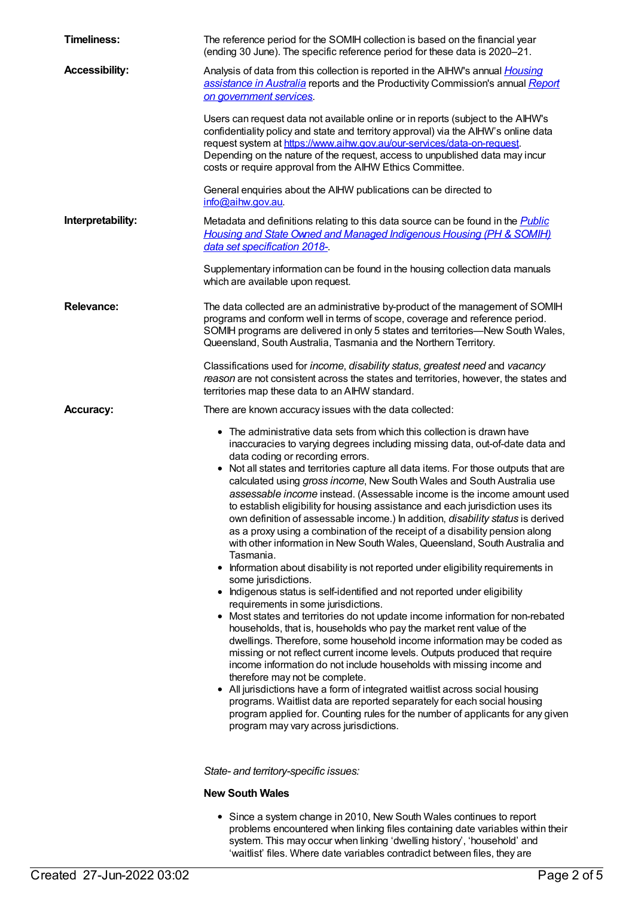**Timeliness:**

The reference period for the SOMIH collection is based on the financial year (ending 30 June). The specific reference period for these data is 2020–21.

**Accessibility:**

Analysis of data from this collection is reported in the AIHW's annual *Housing assistance in Australia* reports and the Productivity Commission's annual *Report on government services*.

Users can request data not available online or in reports (subject to the AIHW's confidentiality policy and state and territory approval) via the AIHW's online data request system at https://www.aihw.gov.au/our-services/data-on-request. Depending on the nature of the request, access to unpublished data may incur costs or require approval from the AIHW Ethics Committee.

General enquiries about the AIHW publications can be directed to info@aihw.gov.au.

**Interpretability:**

Metadata and definitions relating to this data source can be found in the *Public Housing and State Owned and Managed Indigenous Housing (PH & SOMIH) data set specification 2018-*.

Supplementary information can be found in the housing collection data manuals which are available upon request.

**Relevance:**

The data collected are an administrative by-product of the management of SOMIH programs and conform well in terms of scope, coverage and reference period. SOMIH programs are delivered in only 5 states and territories—New South Wales, Queensland, South Australia, Tasmania and the Northern Territory.

Classifications used for *income*, *disability status*, *greatest need* and *vacancy reason* are not consistent across the states and territories, however, the states and territories map these data to an AIHW standard.

**Accuracy:**

There are known accuracy issues with the data collected:

- The administrative data sets from which this collection is drawn have inaccuracies to varying degrees including missing data, out-of-date data and data coding or recording errors.
- Not all states and territories capture all data items. For those outputs that are calculated using *gross income*, New South Wales and South Australia use *assessable income* instead. (Assessable income is the income amount used to establish eligibility for housing assistance and each jurisdiction uses its own definition of assessable income.) In addition, *disability status* is derived as a proxy using a combination of the receipt of a disability pension along with other information in New South Wales, Queensland, South Australia and Tasmania.
- Information about disability is not reported under eligibility requirements in some jurisdictions.
- Indigenous status is self-identified and not reported under eligibility requirements in some jurisdictions.
- Most states and territories do not update income information for non-rebated households, that is, households who pay the market rent value of the dwellings. Therefore, some household income information may be coded as missing or not reflect current income levels. Outputs produced that require income information do not include households with missing income and therefore may not be complete.
- All jurisdictions have a form of integrated waitlist across social housing programs. Waitlist data are reported separately for each social housing program applied for. Counting rules for the number of applicants for any given program may vary across jurisdictions.

*State- and territory-specific issues:*

**New South Wales**

- Since a system change in 2010, New South Wales continues to report problems encountered when linking files containing date variables within their system. This may occur when linking 'dwelling history', 'household' and 'waitlist' files. Where date variables contradict between files, they are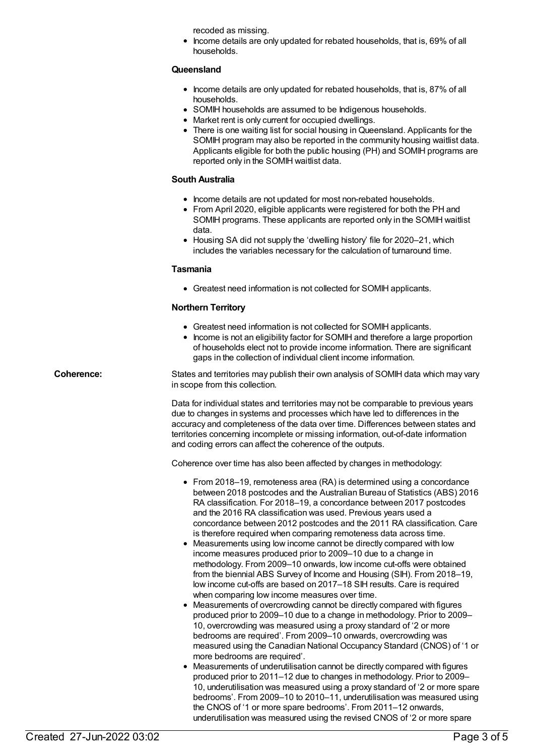recoded as missing.

- Income details are only updated for rebated households, that is, 69% of all households.

**Queensland**

- Income details are only updated for rebated households, that is, 87% of all households.
- SOMIH households are assumed to be Indigenous households.
- Market rent is only current for occupied dwellings.
- There is one waiting list for social housing in Queensland. Applicants for the SOMIH program may also be reported in the community housing waitlist data. Applicants eligible for both the public housing (PH) and SOMIH programs are reported only in the SOMIH waitlist data.

**South Australia**

- Income details are not updated for most non-rebated households.
- From April 2020, eligible applicants were registered for both the PH and SOMIH programs. These applicants are reported only in the SOMIH waitlist data.
- Housing SA did not supply the 'dwelling history' file for 2020–21, which includes the variables necessary for the calculation of turnaround time.

**Tasmania**

- Greatest need information is not collected for SOMIH applicants.

**Northern Territory**

- Greatest need information is not collected for SOMIH applicants.
- Income is not an eligibility factor for SOMIH and therefore a large proportion of households elect not to provide income information. There are significant gaps in the collection of individual client income information.

**Coherence:**

States and territories may publish their own analysis of SOMIH data which may vary in scope from this collection.

Data for individual states and territories may not be comparable to previous years due to changes in systems and processes which have led to differences in the accuracy and completeness of the data over time. Differences between states and territories concerning incomplete or missing information, out-of-date information and coding errors can affect the coherence of the outputs.

Coherence over time has also been affected by changes in methodology:

- From 2018–19, remoteness area (RA) is determined using a concordance between 2018 postcodes and the Australian Bureau of Statistics (ABS) 2016 RA classification. For 2018–19, a concordance between 2017 postcodes and the 2016 RA classification was used. Previous years used a concordance between 2012 postcodes and the 2011 RA classification. Care is therefore required when comparing remoteness data across time.
- Measurements using low income cannot be directly compared with low income measures produced prior to 2009–10 due to a change in methodology. From 2009–10 onwards, low income cut-offs were obtained from the biennial ABS Survey of Income and Housing (SIH). From 2018–19, low income cut-offs are based on 2017–18 SIH results. Care is required when comparing low income measures over time.
- Measurements of overcrowding cannot be directly compared with figures produced prior to 2009–10 due to a change in methodology. Prior to 2009–10, overcrowding was measured using a proxy standard of '2 or more bedrooms are required'. From 2009–10 onwards, overcrowding was measured using the Canadian National Occupancy Standard (CNOS) of '1 or more bedrooms are required'.
- Measurements of underutilisation cannot be directly compared with figures produced prior to 2011–12 due to changes in methodology. Prior to 2009–10, underutilisation was measured using a proxy standard of '2 or more spare bedrooms'. From 2009–10 to 2010–11, underutilisation was measured using the CNOS of '1 or more spare bedrooms'. From 2011–12 onwards, underutilisation was measured using the revised CNOS of '2 or more spare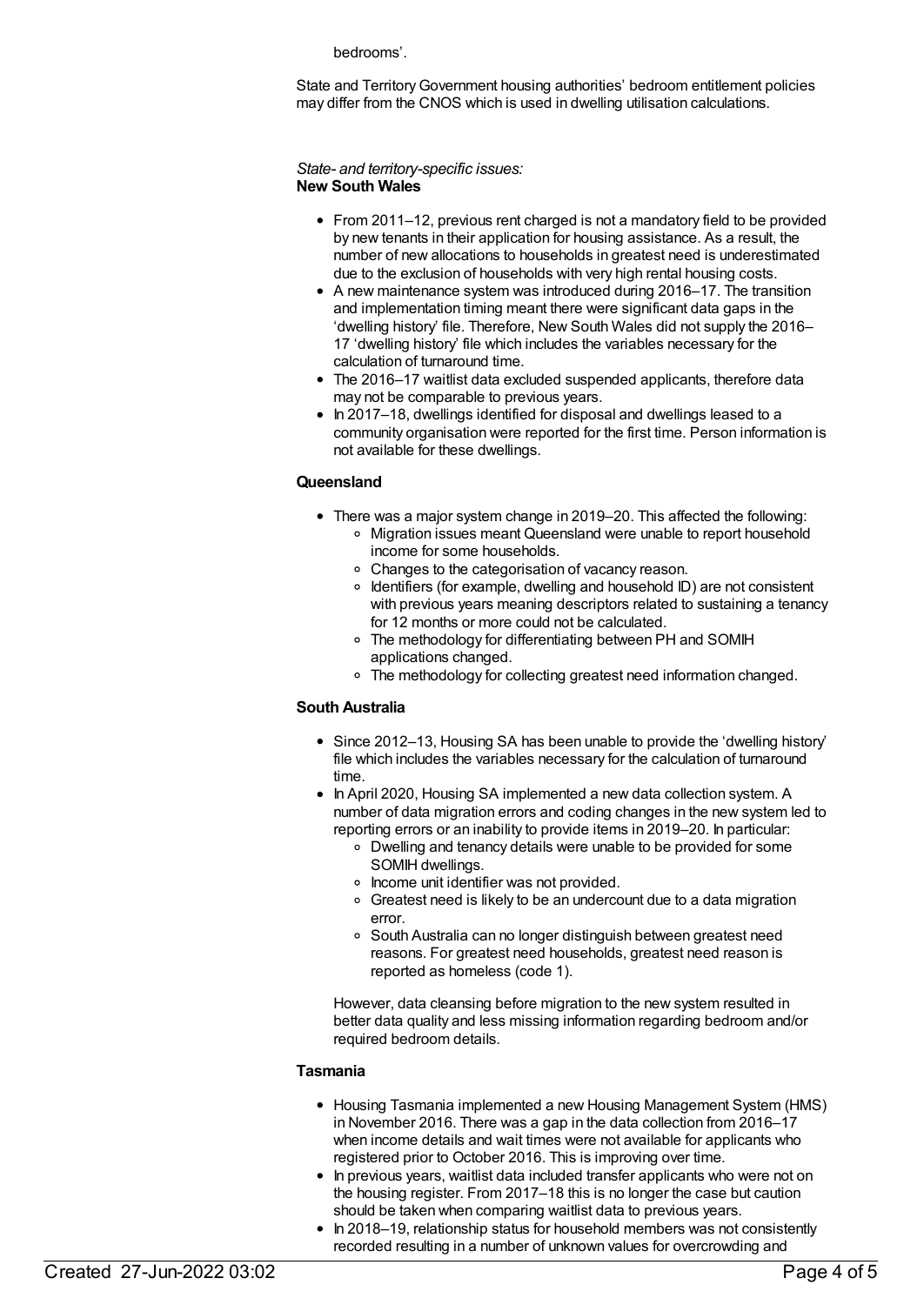bedrooms'.

State and Territory Government housing authorities' bedroom entitlement policies may differ from the CNOS which is used in dwelling utilisation calculations.

*State- and territory-specific issues:*
**New South Wales**

- From 2011–12, previous rent charged is not a mandatory field to be provided by new tenants in their application for housing assistance. As a result, the number of new allocations to households in greatest need is underestimated due to the exclusion of households with very high rental housing costs.
- A new maintenance system was introduced during 2016–17. The transition and implementation timing meant there were significant data gaps in the 'dwelling history' file. Therefore, New South Wales did not supply the 2016–17 'dwelling history' file which includes the variables necessary for the calculation of turnaround time.
- The 2016–17 waitlist data excluded suspended applicants, therefore data may not be comparable to previous years.
- In 2017–18, dwellings identified for disposal and dwellings leased to a community organisation were reported for the first time. Person information is not available for these dwellings.

**Queensland**

- There was a major system change in 2019–20. This affected the following:
  - Migration issues meant Queensland were unable to report household income for some households.
  - Changes to the categorisation of vacancy reason.
  - Identifiers (for example, dwelling and household ID) are not consistent with previous years meaning descriptors related to sustaining a tenancy for 12 months or more could not be calculated.
  - The methodology for differentiating between PH and SOMIH applications changed.
  - The methodology for collecting greatest need information changed.

**South Australia**

- Since 2012–13, Housing SA has been unable to provide the 'dwelling history' file which includes the variables necessary for the calculation of turnaround time.
- In April 2020, Housing SA implemented a new data collection system. A number of data migration errors and coding changes in the new system led to reporting errors or an inability to provide items in 2019–20. In particular:
  - Dwelling and tenancy details were unable to be provided for some SOMIH dwellings.
  - Income unit identifier was not provided.
  - Greatest need is likely to be an undercount due to a data migration error.
  - South Australia can no longer distinguish between greatest need reasons. For greatest need households, greatest need reason is reported as homeless (code 1).

  However, data cleansing before migration to the new system resulted in better data quality and less missing information regarding bedroom and/or required bedroom details.

**Tasmania**

- Housing Tasmania implemented a new Housing Management System (HMS) in November 2016. There was a gap in the data collection from 2016–17 when income details and wait times were not available for applicants who registered prior to October 2016. This is improving over time.
- In previous years, waitlist data included transfer applicants who were not on the housing register. From 2017–18 this is no longer the case but caution should be taken when comparing waitlist data to previous years.
- In 2018–19, relationship status for household members was not consistently recorded resulting in a number of unknown values for overcrowding and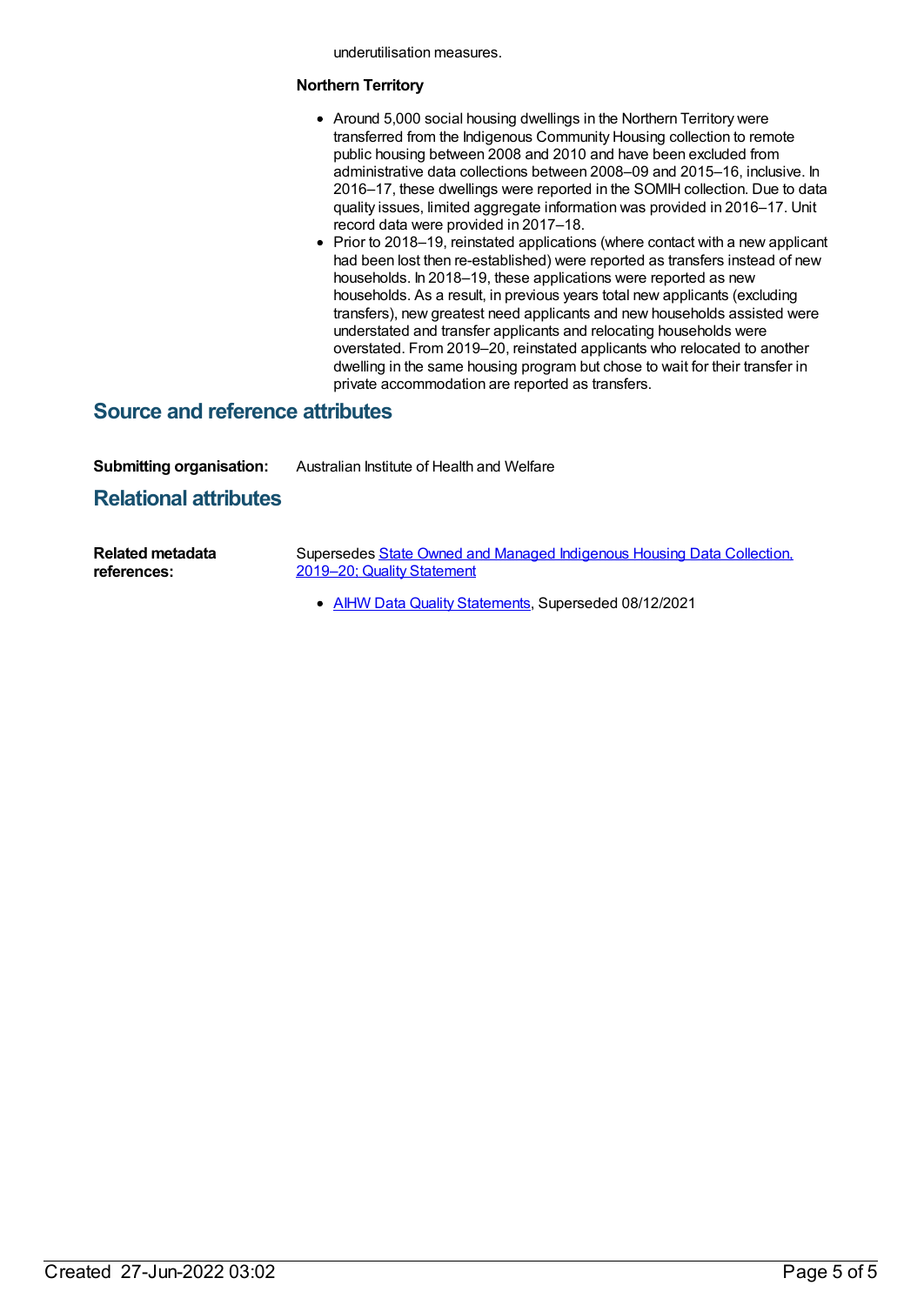underutilisation measures.

**Northern Territory**

- Around 5,000 social housing dwellings in the Northern Territory were transferred from the Indigenous Community Housing collection to remote public housing between 2008 and 2010 and have been excluded from administrative data collections between 2008–09 and 2015–16, inclusive. In 2016–17, these dwellings were reported in the SOMIH collection. Due to data quality issues, limited aggregate information was provided in 2016–17. Unit record data were provided in 2017–18.
- Prior to 2018–19, reinstated applications (where contact with a new applicant had been lost then re-established) were reported as transfers instead of new households. In 2018–19, these applications were reported as new households. As a result, in previous years total new applicants (excluding transfers), new greatest need applicants and new households assisted were understated and transfer applicants and relocating households were overstated. From 2019–20, reinstated applicants who relocated to another dwelling in the same housing program but chose to wait for their transfer in private accommodation are reported as transfers.

## Source and reference attributes

**Submitting organisation:** Australian Institute of Health and Welfare

## Relational attributes

**Related metadata references:** Supersedes [State Owned and Managed Indigenous Housing Data Collection, 2019–20; Quality Statement]

- [AIHW Data Quality Statements], Superseded 08/12/2021